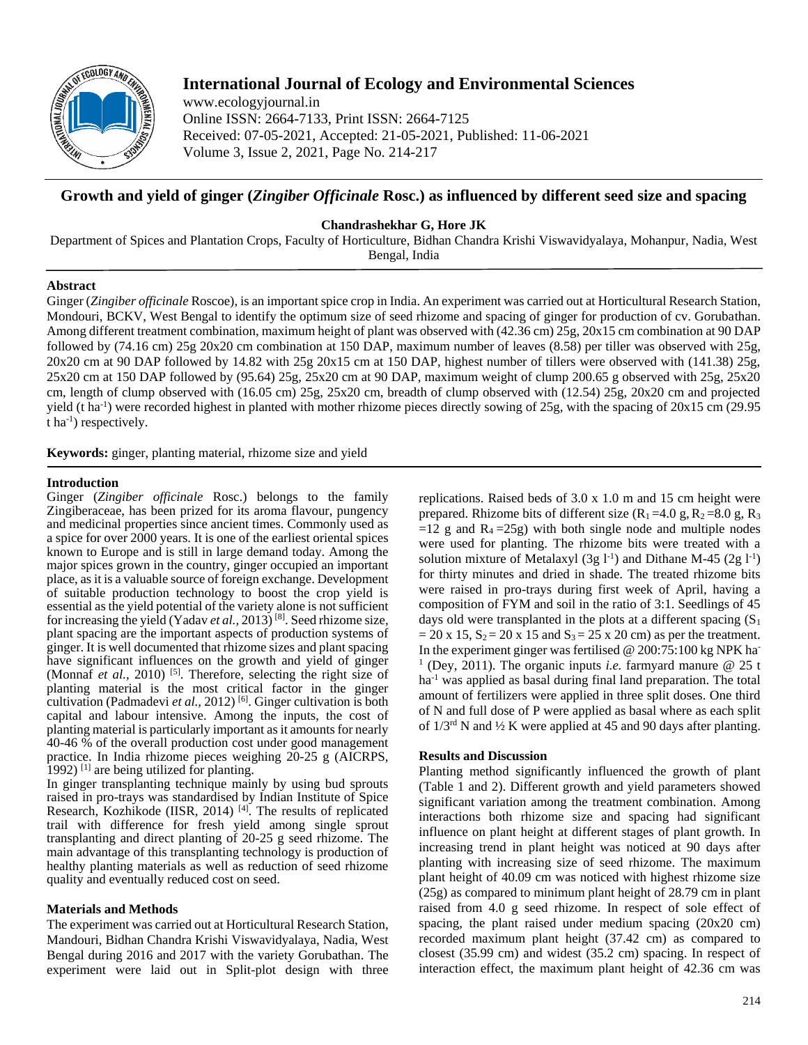# International Journal of Ecology and Environmental Sciences

www.ecologyjournal.in
Online ISSN: 2664-7133, Print ISSN: 2664-7125
Received: 07-05-2021, Accepted: 21-05-2021, Published: 11-06-2021
Volume 3, Issue 2, 2021, Page No. 214-217

## Growth and yield of ginger (*Zingiber Officinale* Rosc.) as influenced by different seed size and spacing

**Chandrashekhar G, Hore JK**

Department of Spices and Plantation Crops, Faculty of Horticulture, Bidhan Chandra Krishi Viswavidyalaya, Mohanpur, Nadia, West Bengal, India

### Abstract

Ginger (*Zingiber officinale* Roscoe), is an important spice crop in India. An experiment was carried out at Horticultural Research Station, Mondouri, BCKV, West Bengal to identify the optimum size of seed rhizome and spacing of ginger for production of cv. Gorubathan. Among different treatment combination, maximum height of plant was observed with (42.36 cm) 25g, 20x15 cm combination at 90 DAP followed by (74.16 cm) 25g 20x20 cm combination at 150 DAP, maximum number of leaves (8.58) per tiller was observed with 25g, 20x20 cm at 90 DAP followed by 14.82 with 25g 20x15 cm at 150 DAP, highest number of tillers were observed with (141.38) 25g, 25x20 cm at 150 DAP followed by (95.64) 25g, 25x20 cm at 90 DAP, maximum weight of clump 200.65 g observed with 25g, 25x20 cm, length of clump observed with (16.05 cm) 25g, 25x20 cm, breadth of clump observed with (12.54) 25g, 20x20 cm and projected yield (t ha$^{-1}$) were recorded highest in planted with mother rhizome pieces directly sowing of 25g, with the spacing of 20x15 cm (29.95 t ha$^{-1}$) respectively.

**Keywords:** ginger, planting material, rhizome size and yield

### Introduction

Ginger (*Zingiber officinale* Rosc.) belongs to the family Zingiberaceae, has been prized for its aroma flavour, pungency and medicinal properties since ancient times. Commonly used as a spice for over 2000 years. It is one of the earliest oriental spices known to Europe and is still in large demand today. Among the major spices grown in the country, ginger occupied an important place, as it is a valuable source of foreign exchange. Development of suitable production technology to boost the crop yield is essential as the yield potential of the variety alone is not sufficient for increasing the yield (Yadav *et al.*, 2013) [8]. Seed rhizome size, plant spacing are the important aspects of production systems of ginger. It is well documented that rhizome sizes and plant spacing have significant influences on the growth and yield of ginger (Monnaf *et al.*, 2010) [5]. Therefore, selecting the right size of planting material is the most critical factor in the ginger cultivation (Padmadevi *et al.*, 2012) [6]. Ginger cultivation is both capital and labour intensive. Among the inputs, the cost of planting material is particularly important as it amounts for nearly 40-46 % of the overall production cost under good management practice. In India rhizome pieces weighing 20-25 g (AICRPS, 1992) [1] are being utilized for planting.

In ginger transplanting technique mainly by using bud sprouts raised in pro-trays was standardised by Indian Institute of Spice Research, Kozhikode (IISR, 2014) [4]. The results of replicated trail with difference for fresh yield among single sprout transplanting and direct planting of 20-25 g seed rhizome. The main advantage of this transplanting technology is production of healthy planting materials as well as reduction of seed rhizome quality and eventually reduced cost on seed.

### Materials and Methods

The experiment was carried out at Horticultural Research Station, Mandouri, Bidhan Chandra Krishi Viswavidyalaya, Nadia, West Bengal during 2016 and 2017 with the variety Gorubathan. The experiment were laid out in Split-plot design with three replications. Raised beds of 3.0 x 1.0 m and 15 cm height were prepared. Rhizome bits of different size ($R_1$ =4.0 g, $R_2$ =8.0 g, $R_3$ =12 g and $R_4$ =25g) with both single node and multiple nodes were used for planting. The rhizome bits were treated with a solution mixture of Metalaxyl (3g l$^{-1}$) and Dithane M-45 (2g l$^{-1}$) for thirty minutes and dried in shade. The treated rhizome bits were raised in pro-trays during first week of April, having a composition of FYM and soil in the ratio of 3:1. Seedlings of 45 days old were transplanted in the plots at a different spacing ($S_1$ = 20 x 15, $S_2$ = 20 x 15 and $S_3$ = 25 x 20 cm) as per the treatment. In the experiment ginger was fertilised @ 200:75:100 kg NPK ha$^{-1}$ (Dey, 2011). The organic inputs *i.e.* farmyard manure @ 25 t ha$^{-1}$ was applied as basal during final land preparation. The total amount of fertilizers were applied in three split doses. One third of N and full dose of P were applied as basal where as each split of 1/3$^{rd}$ N and ½ K were applied at 45 and 90 days after planting.

### Results and Discussion

Planting method significantly influenced the growth of plant (Table 1 and 2). Different growth and yield parameters showed significant variation among the treatment combination. Among interactions both rhizome size and spacing had significant influence on plant height at different stages of plant growth. In increasing trend in plant height was noticed at 90 days after planting with increasing size of seed rhizome. The maximum plant height of 40.09 cm was noticed with highest rhizome size (25g) as compared to minimum plant height of 28.79 cm in plant raised from 4.0 g seed rhizome. In respect of sole effect of spacing, the plant raised under medium spacing (20x20 cm) recorded maximum plant height (37.42 cm) as compared to closest (35.99 cm) and widest (35.2 cm) spacing. In respect of interaction effect, the maximum plant height of 42.36 cm was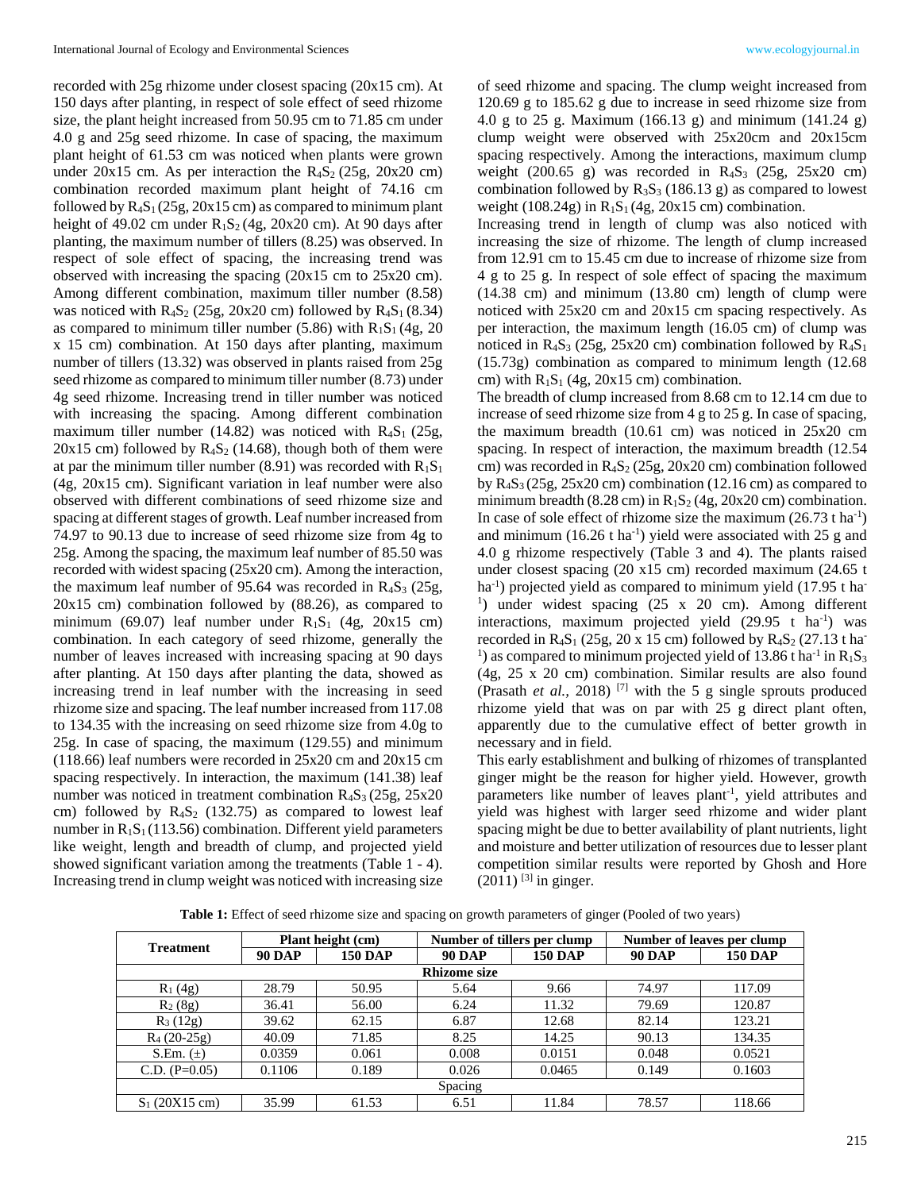recorded with 25g rhizome under closest spacing (20x15 cm). At 150 days after planting, in respect of sole effect of seed rhizome size, the plant height increased from 50.95 cm to 71.85 cm under 4.0 g and 25g seed rhizome. In case of spacing, the maximum plant height of 61.53 cm was noticed when plants were grown under 20x15 cm. As per interaction the $R_4S_2$ (25g, 20x20 cm) combination recorded maximum plant height of 74.16 cm followed by $R_4S_1$ (25g, 20x15 cm) as compared to minimum plant height of 49.02 cm under $R_1S_2$ (4g, 20x20 cm). At 90 days after planting, the maximum number of tillers (8.25) was observed. In respect of sole effect of spacing, the increasing trend was observed with increasing the spacing (20x15 cm to 25x20 cm). Among different combination, maximum tiller number (8.58) was noticed with $R_4S_2$ (25g, 20x20 cm) followed by $R_4S_1$ (8.34) as compared to minimum tiller number (5.86) with $R_1S_1$ (4g, 20 x 15 cm) combination. At 150 days after planting, maximum number of tillers (13.32) was observed in plants raised from 25g seed rhizome as compared to minimum tiller number (8.73) under 4g seed rhizome. Increasing trend in tiller number was noticed with increasing the spacing. Among different combination maximum tiller number (14.82) was noticed with $R_4S_1$ (25g, 20x15 cm) followed by $R_4S_2$ (14.68), though both of them were at par the minimum tiller number (8.91) was recorded with $R_1S_1$ (4g, 20x15 cm). Significant variation in leaf number were also observed with different combinations of seed rhizome size and spacing at different stages of growth. Leaf number increased from 74.97 to 90.13 due to increase of seed rhizome size from 4g to 25g. Among the spacing, the maximum leaf number of 85.50 was recorded with widest spacing (25x20 cm). Among the interaction, the maximum leaf number of 95.64 was recorded in $R_4S_3$ (25g, 20x15 cm) combination followed by (88.26), as compared to minimum (69.07) leaf number under $R_1S_1$ (4g, 20x15 cm) combination. In each category of seed rhizome, generally the number of leaves increased with increasing spacing at 90 days after planting. At 150 days after planting the data, showed as increasing trend in leaf number with the increasing in seed rhizome size and spacing. The leaf number increased from 117.08 to 134.35 with the increasing on seed rhizome size from 4.0g to 25g. In case of spacing, the maximum (129.55) and minimum (118.66) leaf numbers were recorded in 25x20 cm and 20x15 cm spacing respectively. In interaction, the maximum (141.38) leaf number was noticed in treatment combination $R_4S_3$ (25g, 25x20 cm) followed by $R_4S_2$ (132.75) as compared to lowest leaf number in $R_1S_1$ (113.56) combination. Different yield parameters like weight, length and breadth of clump, and projected yield showed significant variation among the treatments (Table 1 - 4). Increasing trend in clump weight was noticed with increasing size of seed rhizome and spacing. The clump weight increased from 120.69 g to 185.62 g due to increase in seed rhizome size from 4.0 g to 25 g. Maximum (166.13 g) and minimum (141.24 g) clump weight were observed with 25x20cm and 20x15cm spacing respectively. Among the interactions, maximum clump weight (200.65 g) was recorded in $R_4S_3$ (25g, 25x20 cm) combination followed by $R_3S_3$ (186.13 g) as compared to lowest weight (108.24g) in $R_1S_1$ (4g, 20x15 cm) combination.

Increasing trend in length of clump was also noticed with increasing the size of rhizome. The length of clump increased from 12.91 cm to 15.45 cm due to increase of rhizome size from 4 g to 25 g. In respect of sole effect of spacing the maximum (14.38 cm) and minimum (13.80 cm) length of clump were noticed with 25x20 cm and 20x15 cm spacing respectively. As per interaction, the maximum length (16.05 cm) of clump was noticed in $R_4S_3$ (25g, 25x20 cm) combination followed by $R_4S_1$ (15.73g) combination as compared to minimum length (12.68 cm) with $R_1S_1$ (4g, 20x15 cm) combination.

The breadth of clump increased from 8.68 cm to 12.14 cm due to increase of seed rhizome size from 4 g to 25 g. In case of spacing, the maximum breadth (10.61 cm) was noticed in 25x20 cm spacing. In respect of interaction, the maximum breadth (12.54 cm) was recorded in $R_4S_2$ (25g, 20x20 cm) combination followed by $R_4S_3$ (25g, 25x20 cm) combination (12.16 cm) as compared to minimum breadth (8.28 cm) in $R_1S_2$ (4g, 20x20 cm) combination. In case of sole effect of rhizome size the maximum (26.73 t $ha^{-1}$) and minimum (16.26 t $ha^{-1}$) yield were associated with 25 g and 4.0 g rhizome respectively (Table 3 and 4). The plants raised under closest spacing (20 x15 cm) recorded maximum (24.65 t $ha^{-1}$) projected yield as compared to minimum yield (17.95 t $ha^{-1}$) under widest spacing (25 x 20 cm). Among different interactions, maximum projected yield (29.95 t $ha^{-1}$) was recorded in $R_4S_1$ (25g, 20 x 15 cm) followed by $R_4S_2$ (27.13 t $ha^{-1}$) as compared to minimum projected yield of 13.86 t $ha^{-1}$ in $R_1S_3$ (4g, 25 x 20 cm) combination. Similar results are also found (Prasath *et al.*, 2018) [7] with the 5 g single sprouts produced rhizome yield that was on par with 25 g direct plant often, apparently due to the cumulative effect of better growth in necessary and in field.

This early establishment and bulking of rhizomes of transplanted ginger might be the reason for higher yield. However, growth parameters like number of leaves $plant^{-1}$, yield attributes and yield was highest with larger seed rhizome and wider plant spacing might be due to better availability of plant nutrients, light and moisture and better utilization of resources due to lesser plant competition similar results were reported by Ghosh and Hore (2011) [3] in ginger.

**Table 1:** Effect of seed rhizome size and spacing on growth parameters of ginger (Pooled of two years)

| Treatment | Plant height (cm) | | Number of tillers per clump | | Number of leaves per clump | |
|---|---|---|---|---|---|---|
| | 90 DAP | 150 DAP | 90 DAP | 150 DAP | 90 DAP | 150 DAP |
| **Rhizome size** | | | | | | |
| $R_1$ (4g) | 28.79 | 50.95 | 5.64 | 9.66 | 74.97 | 117.09 |
| $R_2$ (8g) | 36.41 | 56.00 | 6.24 | 11.32 | 79.69 | 120.87 |
| $R_3$ (12g) | 39.62 | 62.15 | 6.87 | 12.68 | 82.14 | 123.21 |
| $R_4$ (20-25g) | 40.09 | 71.85 | 8.25 | 14.25 | 90.13 | 134.35 |
| S.Em. (±) | 0.0359 | 0.061 | 0.008 | 0.0151 | 0.048 | 0.0521 |
| C.D. (P=0.05) | 0.1106 | 0.189 | 0.026 | 0.0465 | 0.149 | 0.1603 |
| Spacing | | | | | | |
| $S_1$ (20X15 cm) | 35.99 | 61.53 | 6.51 | 11.84 | 78.57 | 118.66 |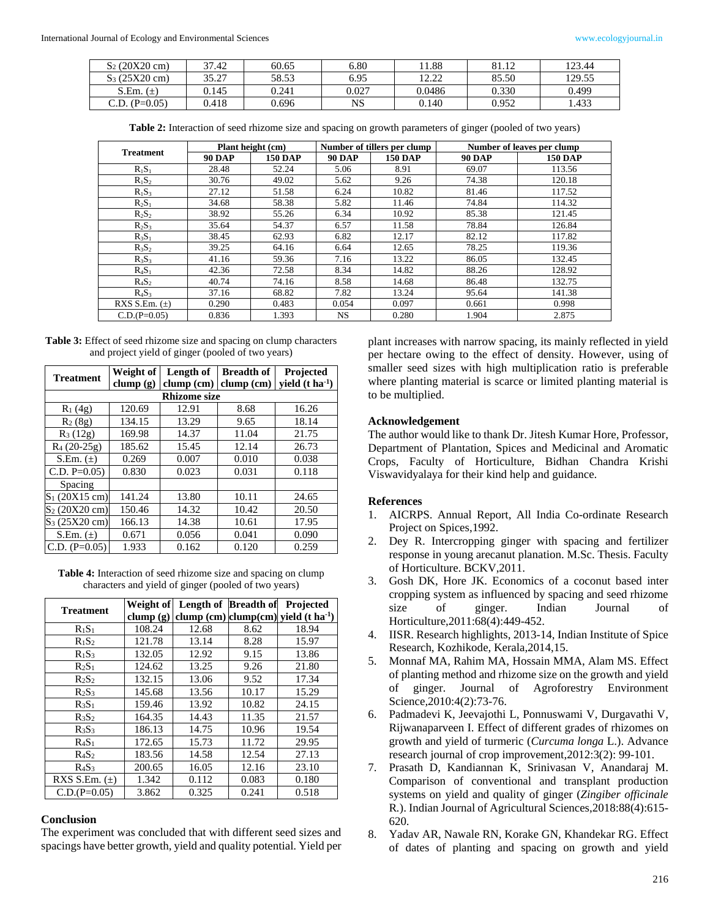| | | | | | | |
|---|---|---|---|---|---|---|
| $S_2$ (20X20 cm) | 37.42 | 60.65 | 6.80 | 11.88 | 81.12 | 123.44 |
| $S_3$ (25X20 cm) | 35.27 | 58.53 | 6.95 | 12.22 | 85.50 | 129.55 |
| S.Em. (±) | 0.145 | 0.241 | 0.027 | 0.0486 | 0.330 | 0.499 |
| C.D. (P=0.05) | 0.418 | 0.696 | NS | 0.140 | 0.952 | 1.433 |

**Table 2:** Interaction of seed rhizome size and spacing on growth parameters of ginger (pooled of two years)

| Treatment | Plant height (cm) | | Number of tillers per clump | | Number of leaves per clump | |
|---|---|---|---|---|---|---|
| | 90 DAP | 150 DAP | 90 DAP | 150 DAP | 90 DAP | 150 DAP |
| $R_1S_1$ | 28.48 | 52.24 | 5.06 | 8.91 | 69.07 | 113.56 |
| $R_1S_2$ | 30.76 | 49.02 | 5.62 | 9.26 | 74.38 | 120.18 |
| $R_1S_3$ | 27.12 | 51.58 | 6.24 | 10.82 | 81.46 | 117.52 |
| $R_2S_1$ | 34.68 | 58.38 | 5.82 | 11.46 | 74.84 | 114.32 |
| $R_2S_2$ | 38.92 | 55.26 | 6.34 | 10.92 | 85.38 | 121.45 |
| $R_2S_3$ | 35.64 | 54.37 | 6.57 | 11.58 | 78.84 | 126.84 |
| $R_3S_1$ | 38.45 | 62.93 | 6.82 | 12.17 | 82.12 | 117.82 |
| $R_3S_2$ | 39.25 | 64.16 | 6.64 | 12.65 | 78.25 | 119.36 |
| $R_3S_3$ | 41.16 | 59.36 | 7.16 | 13.22 | 86.05 | 132.45 |
| $R_4S_1$ | 42.36 | 72.58 | 8.34 | 14.82 | 88.26 | 128.92 |
| $R_4S_2$ | 40.74 | 74.16 | 8.58 | 14.68 | 86.48 | 132.75 |
| $R_4S_3$ | 37.16 | 68.82 | 7.82 | 13.24 | 95.64 | 141.38 |
| RXS S.Em. (±) | 0.290 | 0.483 | 0.054 | 0.097 | 0.661 | 0.998 |
| C.D.(P=0.05) | 0.836 | 1.393 | NS | 0.280 | 1.904 | 2.875 |

**Table 3:** Effect of seed rhizome size and spacing on clump characters and project yield of ginger (pooled of two years)

| Treatment | Weight of clump (g) | Length of clump (cm) | Breadth of clump (cm) | Projected yield (t ha$^{-1}$) |
|---|---|---|---|---|
| **Rhizome size** | | | | |
| $R_1$ (4g) | 120.69 | 12.91 | 8.68 | 16.26 |
| $R_2$ (8g) | 134.15 | 13.29 | 9.65 | 18.14 |
| $R_3$ (12g) | 169.98 | 14.37 | 11.04 | 21.75 |
| $R_4$ (20-25g) | 185.62 | 15.45 | 12.14 | 26.73 |
| S.Em. (±) | 0.269 | 0.007 | 0.010 | 0.038 |
| C.D. P=0.05) | 0.830 | 0.023 | 0.031 | 0.118 |
| Spacing | | | | |
| $S_1$ (20X15 cm) | 141.24 | 13.80 | 10.11 | 24.65 |
| $S_2$ (20X20 cm) | 150.46 | 14.32 | 10.42 | 20.50 |
| $S_3$ (25X20 cm) | 166.13 | 14.38 | 10.61 | 17.95 |
| S.Em. (±) | 0.671 | 0.056 | 0.041 | 0.090 |
| C.D. (P=0.05) | 1.933 | 0.162 | 0.120 | 0.259 |

**Table 4:** Interaction of seed rhizome size and spacing on clump characters and yield of ginger (pooled of two years)

| Treatment | Weight of clump (g) | Length of clump (cm) | Breadth of clump(cm) | Projected yield (t ha$^{-1}$) |
|---|---|---|---|---|
| $R_1S_1$ | 108.24 | 12.68 | 8.62 | 18.94 |
| $R_1S_2$ | 121.78 | 13.14 | 8.28 | 15.97 |
| $R_1S_3$ | 132.05 | 12.92 | 9.15 | 13.86 |
| $R_2S_1$ | 124.62 | 13.25 | 9.26 | 21.80 |
| $R_2S_2$ | 132.15 | 13.06 | 9.52 | 17.34 |
| $R_2S_3$ | 145.68 | 13.56 | 10.17 | 15.29 |
| $R_3S_1$ | 159.46 | 13.92 | 10.82 | 24.15 |
| $R_3S_2$ | 164.35 | 14.43 | 11.35 | 21.57 |
| $R_3S_3$ | 186.13 | 14.75 | 10.96 | 19.54 |
| $R_4S_1$ | 172.65 | 15.73 | 11.72 | 29.95 |
| $R_4S_2$ | 183.56 | 14.58 | 12.54 | 27.13 |
| $R_4S_3$ | 200.65 | 16.05 | 12.16 | 23.10 |
| RXS S.Em. (±) | 1.342 | 0.112 | 0.083 | 0.180 |
| C.D.(P=0.05) | 3.862 | 0.325 | 0.241 | 0.518 |

## Conclusion

The experiment was concluded that with different seed sizes and spacings have better growth, yield and quality potential. Yield per plant increases with narrow spacing, its mainly reflected in yield per hectare owing to the effect of density. However, using of smaller seed sizes with high multiplication ratio is preferable where planting material is scarce or limited planting material is to be multiplied.

## Acknowledgement

The author would like to thank Dr. Jitesh Kumar Hore, Professor, Department of Plantation, Spices and Medicinal and Aromatic Crops, Faculty of Horticulture, Bidhan Chandra Krishi Viswavidyalaya for their kind help and guidance.

## References

1. AICRPS. Annual Report, All India Co-ordinate Research Project on Spices,1992.
2. Dey R. Intercropping ginger with spacing and fertilizer response in young arecanut planation. M.Sc. Thesis. Faculty of Horticulture. BCKV,2011.
3. Gosh DK, Hore JK. Economics of a coconut based inter cropping system as influenced by spacing and seed rhizome size of ginger. Indian Journal of Horticulture,2011:68(4):449-452.
4. IISR. Research highlights, 2013-14, Indian Institute of Spice Research, Kozhikode, Kerala,2014,15.
5. Monnaf MA, Rahim MA, Hossain MMA, Alam MS. Effect of planting method and rhizome size on the growth and yield of ginger. Journal of Agroforestry Environment Science,2010:4(2):73-76.
6. Padmadevi K, Jeevajothi L, Ponnuswami V, Durgavathi V, Rijwanaparveen I. Effect of different grades of rhizomes on growth and yield of turmeric (*Curcuma longa* L.). Advance research journal of crop improvement,2012:3(2): 99-101.
7. Prasath D, Kandiannan K, Srinivasan V, Anandaraj M. Comparison of conventional and transplant production systems on yield and quality of ginger (*Zingiber officinale* R.). Indian Journal of Agricultural Sciences,2018:88(4):615-620.
8. Yadav AR, Nawale RN, Korake GN, Khandekar RG. Effect of dates of planting and spacing on growth and yield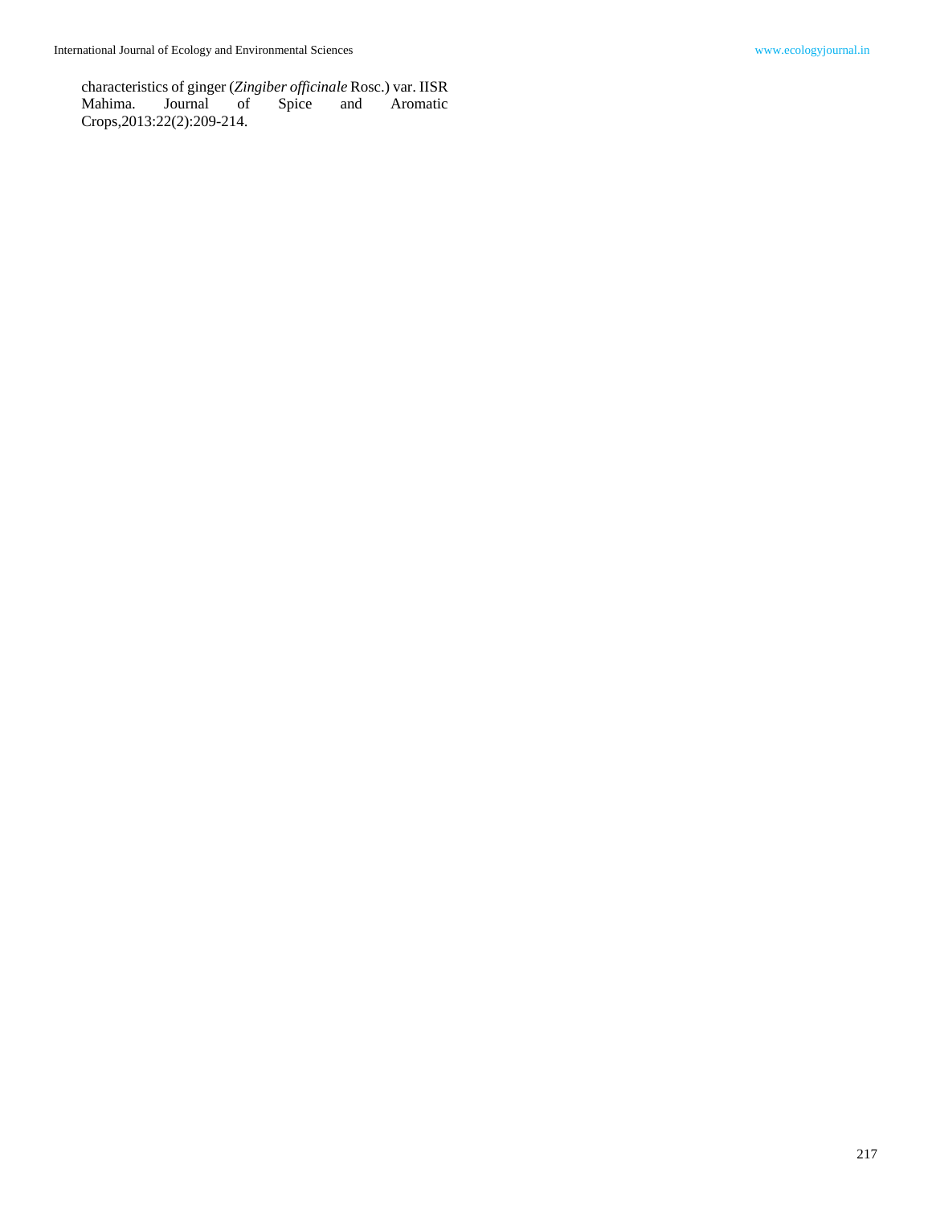characteristics of ginger (*Zingiber officinale* Rosc.) var. IISR Mahima. Journal of Spice and Aromatic Crops,2013:22(2):209-214.